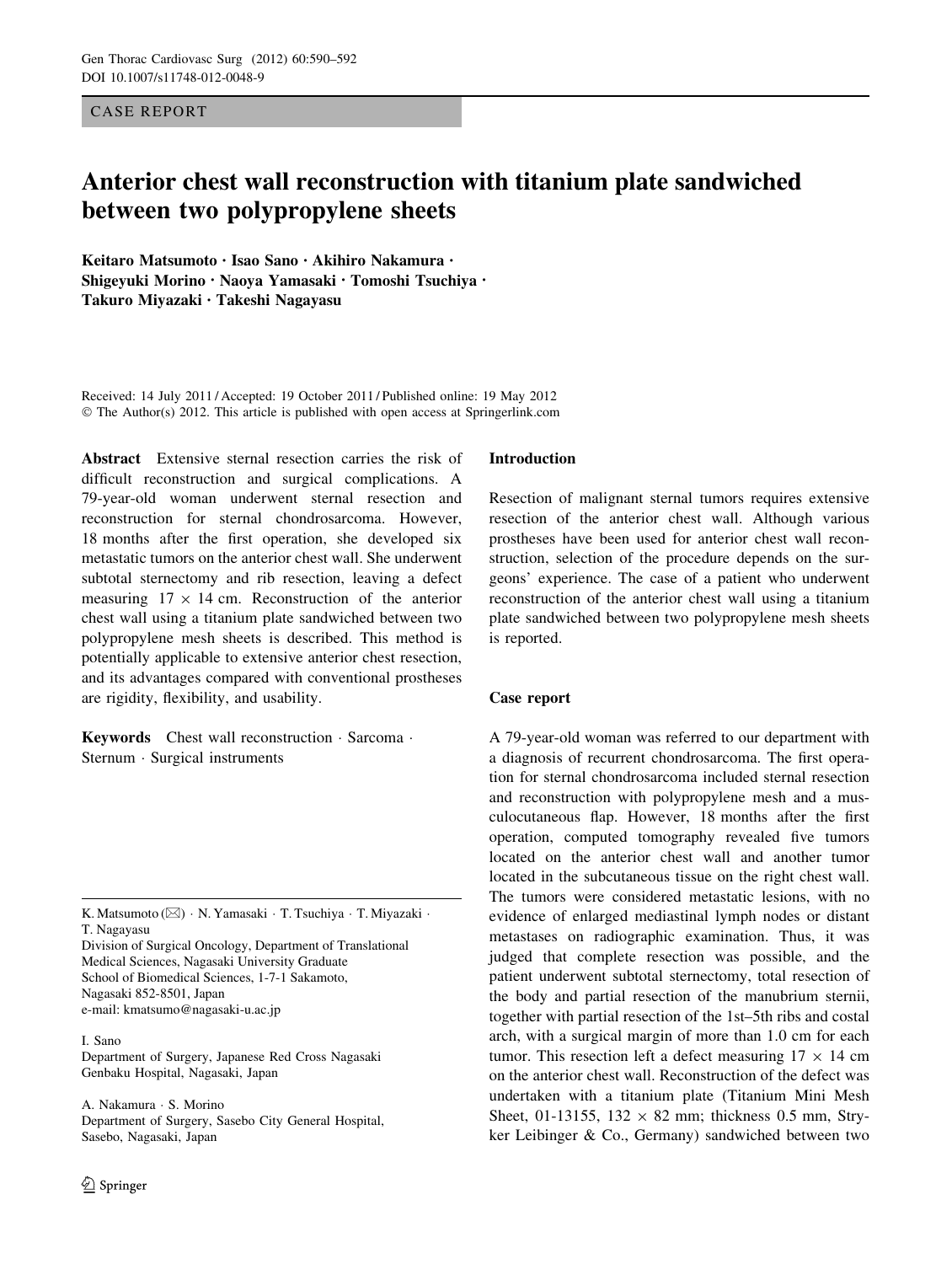CASE REPORT

# Anterior chest wall reconstruction with titanium plate sandwiched between two polypropylene sheets

**Keitaro Matsumoto · Isao Sano · Akihiro Nakamura · Shigeyuki Morino · Naoya Yamasaki · Tomoshi Tsuchiya · Takuro Miyazaki · Takeshi Nagayasu**

Received: 14 July 2011 / Accepted: 19 October 2011 / Published online: 19 May 2012
© The Author(s) 2012. This article is published with open access at Springerlink.com

**Abstract** Extensive sternal resection carries the risk of difficult reconstruction and surgical complications. A 79-year-old woman underwent sternal resection and reconstruction for sternal chondrosarcoma. However, 18 months after the first operation, she developed six metastatic tumors on the anterior chest wall. She underwent subtotal sternectomy and rib resection, leaving a defect measuring 17 × 14 cm. Reconstruction of the anterior chest wall using a titanium plate sandwiched between two polypropylene mesh sheets is described. This method is potentially applicable to extensive anterior chest resection, and its advantages compared with conventional prostheses are rigidity, flexibility, and usability.

**Keywords** Chest wall reconstruction · Sarcoma · Sternum · Surgical instruments

K. Matsumoto (✉) · N. Yamasaki · T. Tsuchiya · T. Miyazaki · T. Nagayasu
Division of Surgical Oncology, Department of Translational Medical Sciences, Nagasaki University Graduate School of Biomedical Sciences, 1-7-1 Sakamoto, Nagasaki 852-8501, Japan
e-mail: kmatsumo@nagasaki-u.ac.jp

I. Sano
Department of Surgery, Japanese Red Cross Nagasaki Genbaku Hospital, Nagasaki, Japan

A. Nakamura · S. Morino
Department of Surgery, Sasebo City General Hospital, Sasebo, Nagasaki, Japan

## Introduction

Resection of malignant sternal tumors requires extensive resection of the anterior chest wall. Although various prostheses have been used for anterior chest wall reconstruction, selection of the procedure depends on the surgeons' experience. The case of a patient who underwent reconstruction of the anterior chest wall using a titanium plate sandwiched between two polypropylene mesh sheets is reported.

## Case report

A 79-year-old woman was referred to our department with a diagnosis of recurrent chondrosarcoma. The first operation for sternal chondrosarcoma included sternal resection and reconstruction with polypropylene mesh and a musculocutaneous flap. However, 18 months after the first operation, computed tomography revealed five tumors located on the anterior chest wall and another tumor located in the subcutaneous tissue on the right chest wall. The tumors were considered metastatic lesions, with no evidence of enlarged mediastinal lymph nodes or distant metastases on radiographic examination. Thus, it was judged that complete resection was possible, and the patient underwent subtotal sternectomy, total resection of the body and partial resection of the manubrium sternii, together with partial resection of the 1st–5th ribs and costal arch, with a surgical margin of more than 1.0 cm for each tumor. This resection left a defect measuring 17 × 14 cm on the anterior chest wall. Reconstruction of the defect was undertaken with a titanium plate (Titanium Mini Mesh Sheet, 01-13155, 132 × 82 mm; thickness 0.5 mm, Stryker Leibinger & Co., Germany) sandwiched between two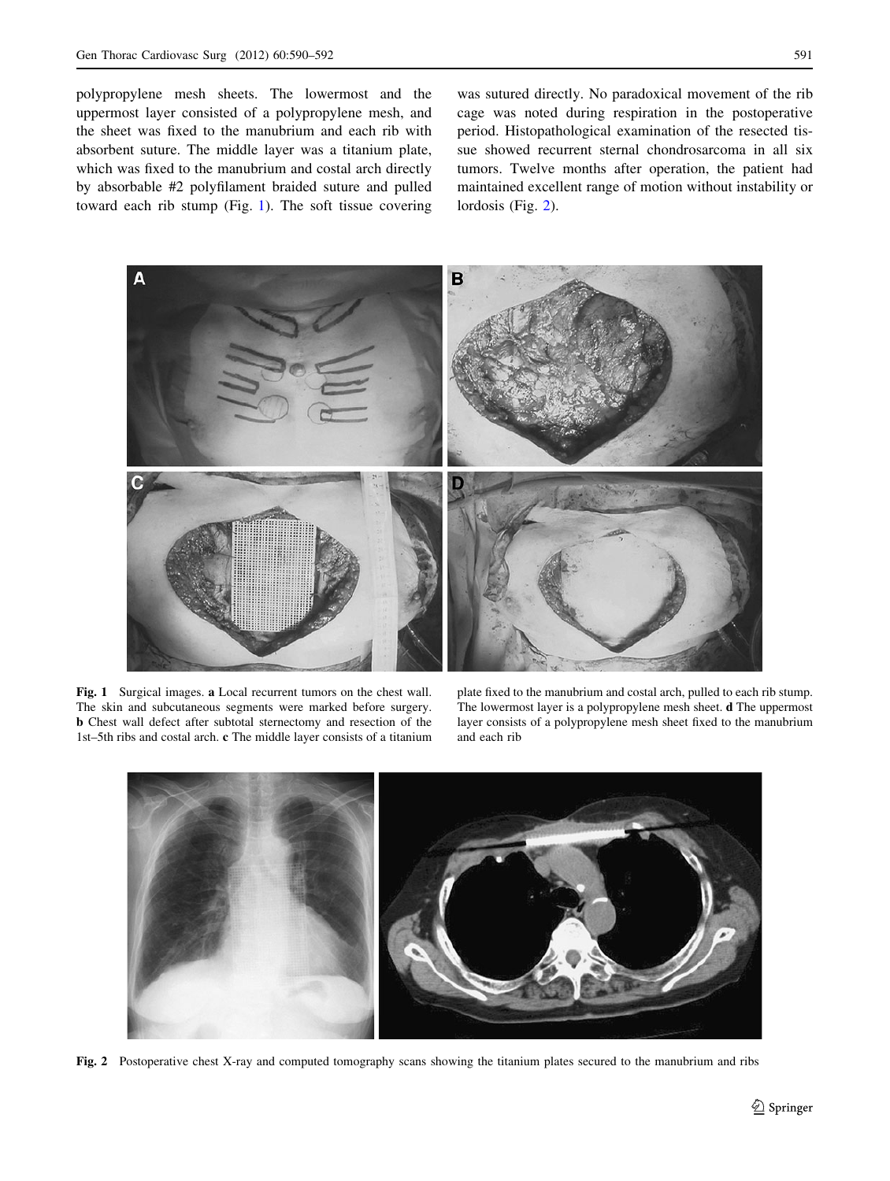polypropylene mesh sheets. The lowermost and the uppermost layer consisted of a polypropylene mesh, and the sheet was fixed to the manubrium and each rib with absorbent suture. The middle layer was a titanium plate, which was fixed to the manubrium and costal arch directly by absorbable #2 polyfilament braided suture and pulled toward each rib stump (Fig. 1). The soft tissue covering was sutured directly. No paradoxical movement of the rib cage was noted during respiration in the postoperative period. Histopathological examination of the resected tissue showed recurrent sternal chondrosarcoma in all six tumors. Twelve months after operation, the patient had maintained excellent range of motion without instability or lordosis (Fig. 2).

**Fig. 1** Surgical images. **a** Local recurrent tumors on the chest wall. The skin and subcutaneous segments were marked before surgery. **b** Chest wall defect after subtotal sternectomy and resection of the 1st–5th ribs and costal arch. **c** The middle layer consists of a titanium plate fixed to the manubrium and costal arch, pulled to each rib stump. The lowermost layer is a polypropylene mesh sheet. **d** The uppermost layer consists of a polypropylene mesh sheet fixed to the manubrium and each rib

**Fig. 2** Postoperative chest X-ray and computed tomography scans showing the titanium plates secured to the manubrium and ribs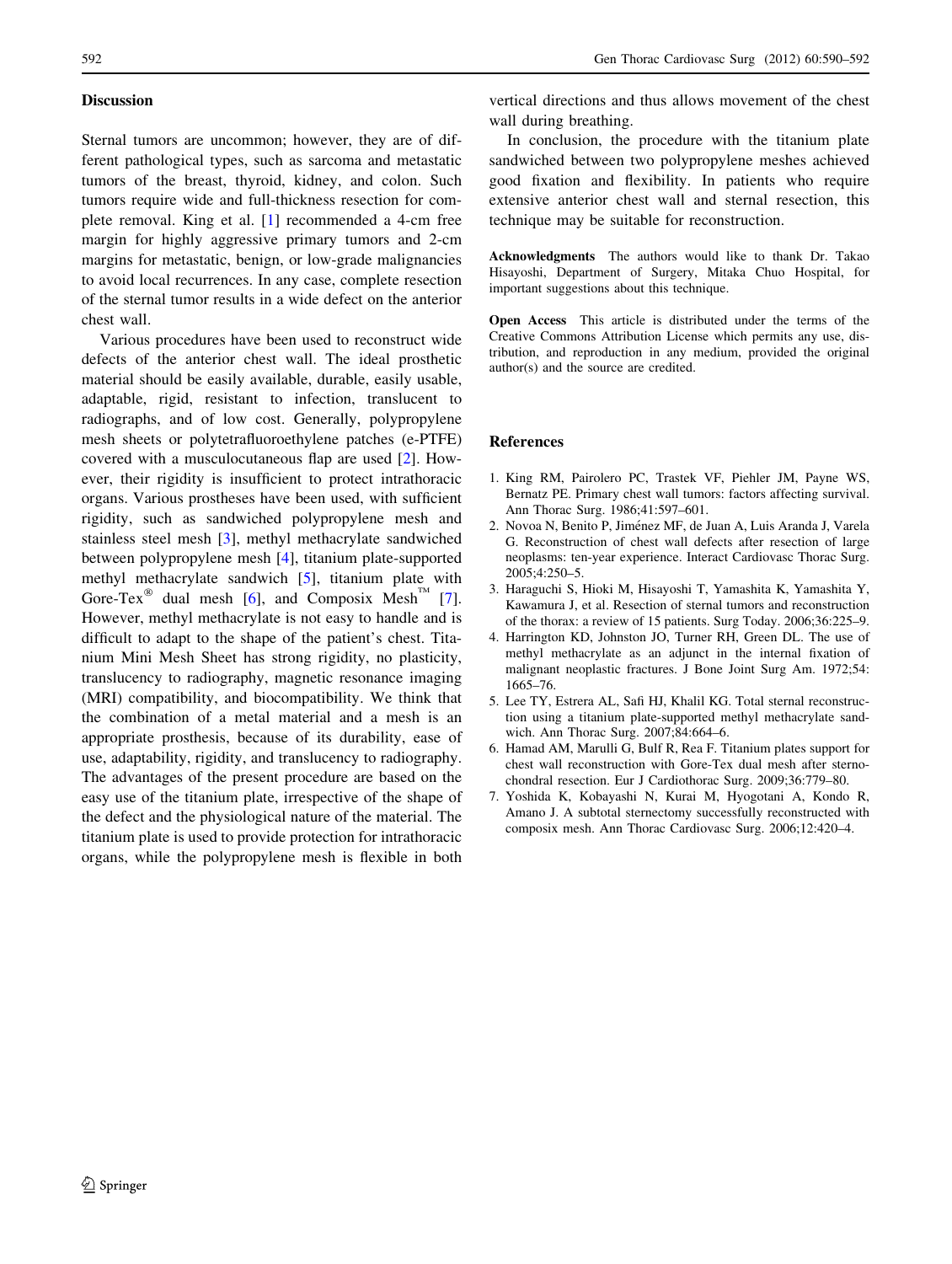## Discussion

Sternal tumors are uncommon; however, they are of different pathological types, such as sarcoma and metastatic tumors of the breast, thyroid, kidney, and colon. Such tumors require wide and full-thickness resection for complete removal. King et al. [1] recommended a 4-cm free margin for highly aggressive primary tumors and 2-cm margins for metastatic, benign, or low-grade malignancies to avoid local recurrences. In any case, complete resection of the sternal tumor results in a wide defect on the anterior chest wall.

Various procedures have been used to reconstruct wide defects of the anterior chest wall. The ideal prosthetic material should be easily available, durable, easily usable, adaptable, rigid, resistant to infection, translucent to radiographs, and of low cost. Generally, polypropylene mesh sheets or polytetrafluoroethylene patches (e-PTFE) covered with a musculocutaneous flap are used [2]. However, their rigidity is insufficient to protect intrathoracic organs. Various prostheses have been used, with sufficient rigidity, such as sandwiched polypropylene mesh and stainless steel mesh [3], methyl methacrylate sandwiched between polypropylene mesh [4], titanium plate-supported methyl methacrylate sandwich [5], titanium plate with Gore-Tex® dual mesh [6], and Composix Mesh™ [7]. However, methyl methacrylate is not easy to handle and is difficult to adapt to the shape of the patient's chest. Titanium Mini Mesh Sheet has strong rigidity, no plasticity, translucency to radiography, magnetic resonance imaging (MRI) compatibility, and biocompatibility. We think that the combination of a metal material and a mesh is an appropriate prosthesis, because of its durability, ease of use, adaptability, rigidity, and translucency to radiography. The advantages of the present procedure are based on the easy use of the titanium plate, irrespective of the shape of the defect and the physiological nature of the material. The titanium plate is used to provide protection for intrathoracic organs, while the polypropylene mesh is flexible in both vertical directions and thus allows movement of the chest wall during breathing.

In conclusion, the procedure with the titanium plate sandwiched between two polypropylene meshes achieved good fixation and flexibility. In patients who require extensive anterior chest wall and sternal resection, this technique may be suitable for reconstruction.

**Acknowledgments** The authors would like to thank Dr. Takao Hisayoshi, Department of Surgery, Mitaka Chuo Hospital, for important suggestions about this technique.

**Open Access** This article is distributed under the terms of the Creative Commons Attribution License which permits any use, distribution, and reproduction in any medium, provided the original author(s) and the source are credited.

## References

1. King RM, Pairolero PC, Trastek VF, Piehler JM, Payne WS, Bernatz PE. Primary chest wall tumors: factors affecting survival. Ann Thorac Surg. 1986;41:597–601.
2. Novoa N, Benito P, Jiménez MF, de Juan A, Luis Aranda J, Varela G. Reconstruction of chest wall defects after resection of large neoplasms: ten-year experience. Interact Cardiovasc Thorac Surg. 2005;4:250–5.
3. Haraguchi S, Hioki M, Hisayoshi T, Yamashita K, Yamashita Y, Kawamura J, et al. Resection of sternal tumors and reconstruction of the thorax: a review of 15 patients. Surg Today. 2006;36:225–9.
4. Harrington KD, Johnston JO, Turner RH, Green DL. The use of methyl methacrylate as an adjunct in the internal fixation of malignant neoplastic fractures. J Bone Joint Surg Am. 1972;54:1665–76.
5. Lee TY, Estrera AL, Safi HJ, Khalil KG. Total sternal reconstruction using a titanium plate-supported methyl methacrylate sandwich. Ann Thorac Surg. 2007;84:664–6.
6. Hamad AM, Marulli G, Bulf R, Rea F. Titanium plates support for chest wall reconstruction with Gore-Tex dual mesh after sternochondral resection. Eur J Cardiothorac Surg. 2009;36:779–80.
7. Yoshida K, Kobayashi N, Kurai M, Hyogotani A, Kondo R, Amano J. A subtotal sternectomy successfully reconstructed with composix mesh. Ann Thorac Cardiovasc Surg. 2006;12:420–4.